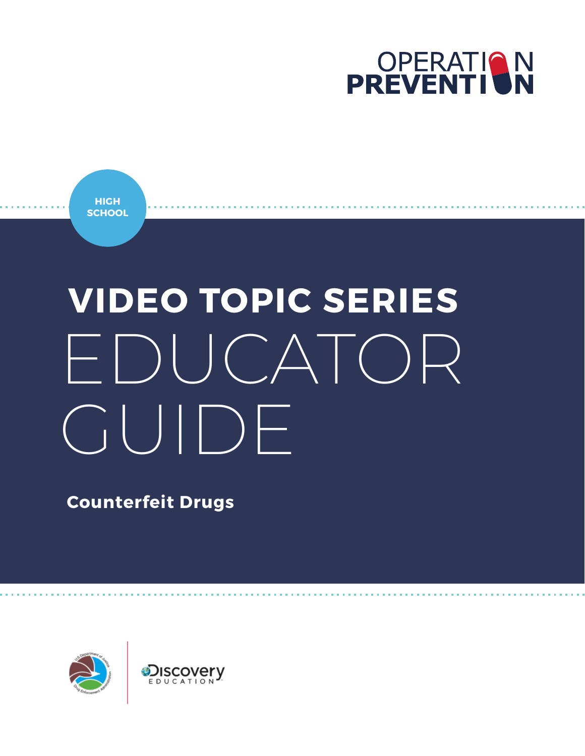OPERATION PREVENTION

HIGH SCHOOL

# VIDEO TOPIC SERIES EDUCATOR GUIDE

**Counterfeit Drugs**

U.S. Department of Justice Drug Enforcement Administration

Discovery EDUCATION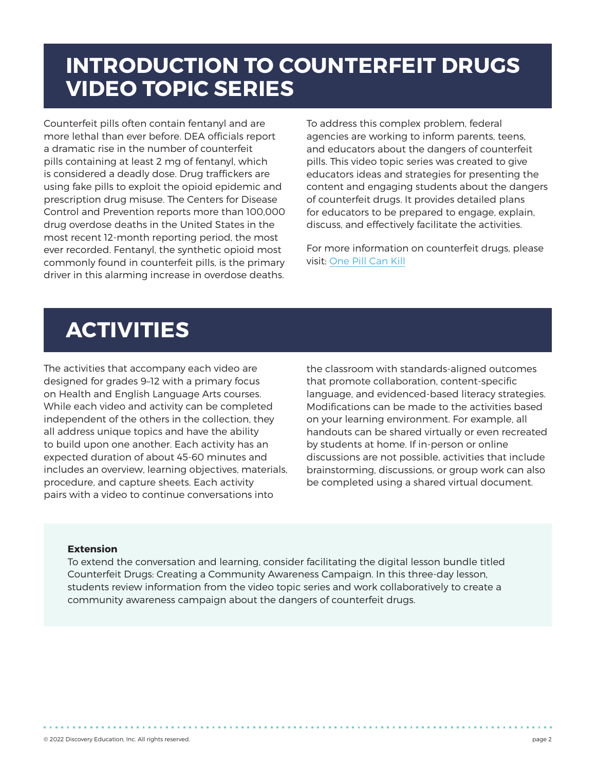# INTRODUCTION TO COUNTERFEIT DRUGS VIDEO TOPIC SERIES

Counterfeit pills often contain fentanyl and are more lethal than ever before. DEA officials report a dramatic rise in the number of counterfeit pills containing at least 2 mg of fentanyl, which is considered a deadly dose. Drug traffickers are using fake pills to exploit the opioid epidemic and prescription drug misuse. The Centers for Disease Control and Prevention reports more than 100,000 drug overdose deaths in the United States in the most recent 12-month reporting period, the most ever recorded. Fentanyl, the synthetic opioid most commonly found in counterfeit pills, is the primary driver in this alarming increase in overdose deaths.

To address this complex problem, federal agencies are working to inform parents, teens, and educators about the dangers of counterfeit pills. This video topic series was created to give educators ideas and strategies for presenting the content and engaging students about the dangers of counterfeit drugs. It provides detailed plans for educators to be prepared to engage, explain, discuss, and effectively facilitate the activities.

For more information on counterfeit drugs, please visit: One Pill Can Kill

# ACTIVITIES

The activities that accompany each video are designed for grades 9–12 with a primary focus on Health and English Language Arts courses. While each video and activity can be completed independent of the others in the collection, they all address unique topics and have the ability to build upon one another. Each activity has an expected duration of about 45-60 minutes and includes an overview, learning objectives, materials, procedure, and capture sheets. Each activity pairs with a video to continue conversations into the classroom with standards-aligned outcomes that promote collaboration, content-specific language, and evidenced-based literacy strategies. Modifications can be made to the activities based on your learning environment. For example, all handouts can be shared virtually or even recreated by students at home. If in-person or online discussions are not possible, activities that include brainstorming, discussions, or group work can also be completed using a shared virtual document.

**Extension**
To extend the conversation and learning, consider facilitating the digital lesson bundle titled Counterfeit Drugs: Creating a Community Awareness Campaign. In this three-day lesson, students review information from the video topic series and work collaboratively to create a community awareness campaign about the dangers of counterfeit drugs.

© 2022 Discovery Education, Inc. All rights reserved.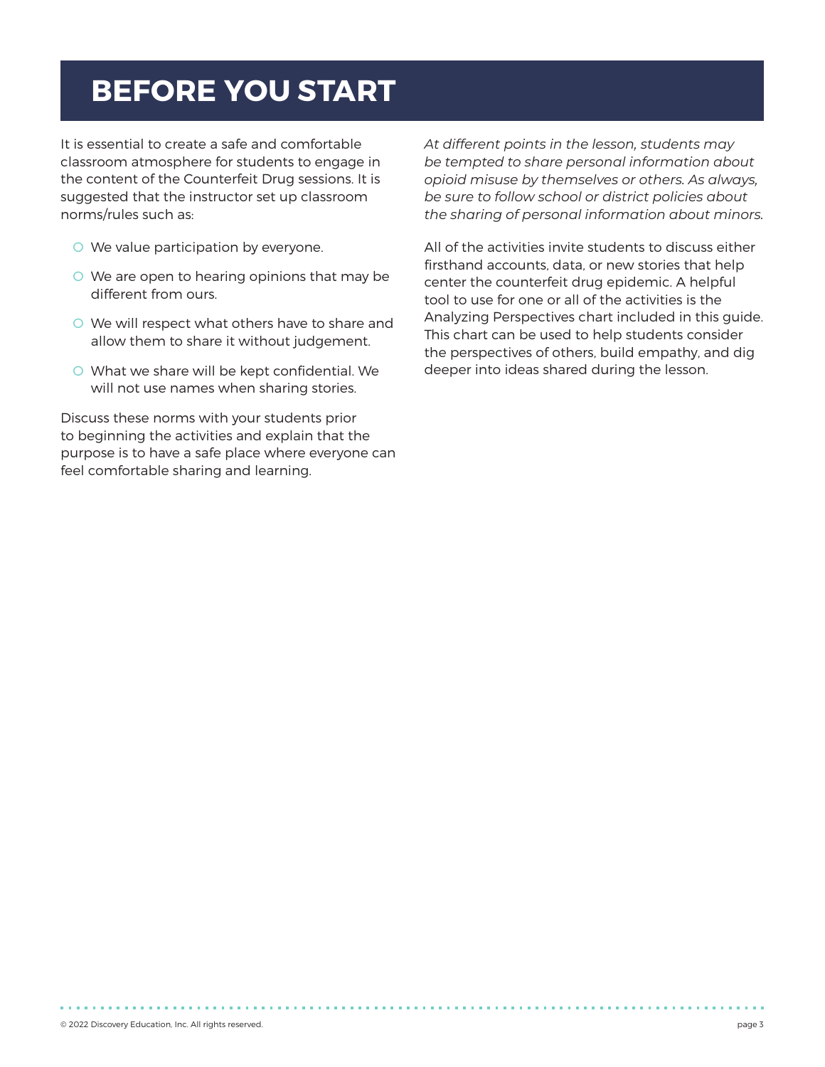# BEFORE YOU START

It is essential to create a safe and comfortable classroom atmosphere for students to engage in the content of the Counterfeit Drug sessions. It is suggested that the instructor set up classroom norms/rules such as:

- We value participation by everyone.
- We are open to hearing opinions that may be different from ours.
- We will respect what others have to share and allow them to share it without judgement.
- What we share will be kept confidential. We will not use names when sharing stories.

Discuss these norms with your students prior to beginning the activities and explain that the purpose is to have a safe place where everyone can feel comfortable sharing and learning.

*At different points in the lesson, students may be tempted to share personal information about opioid misuse by themselves or others. As always, be sure to follow school or district policies about the sharing of personal information about minors.*

All of the activities invite students to discuss either firsthand accounts, data, or new stories that help center the counterfeit drug epidemic. A helpful tool to use for one or all of the activities is the Analyzing Perspectives chart included in this guide. This chart can be used to help students consider the perspectives of others, build empathy, and dig deeper into ideas shared during the lesson.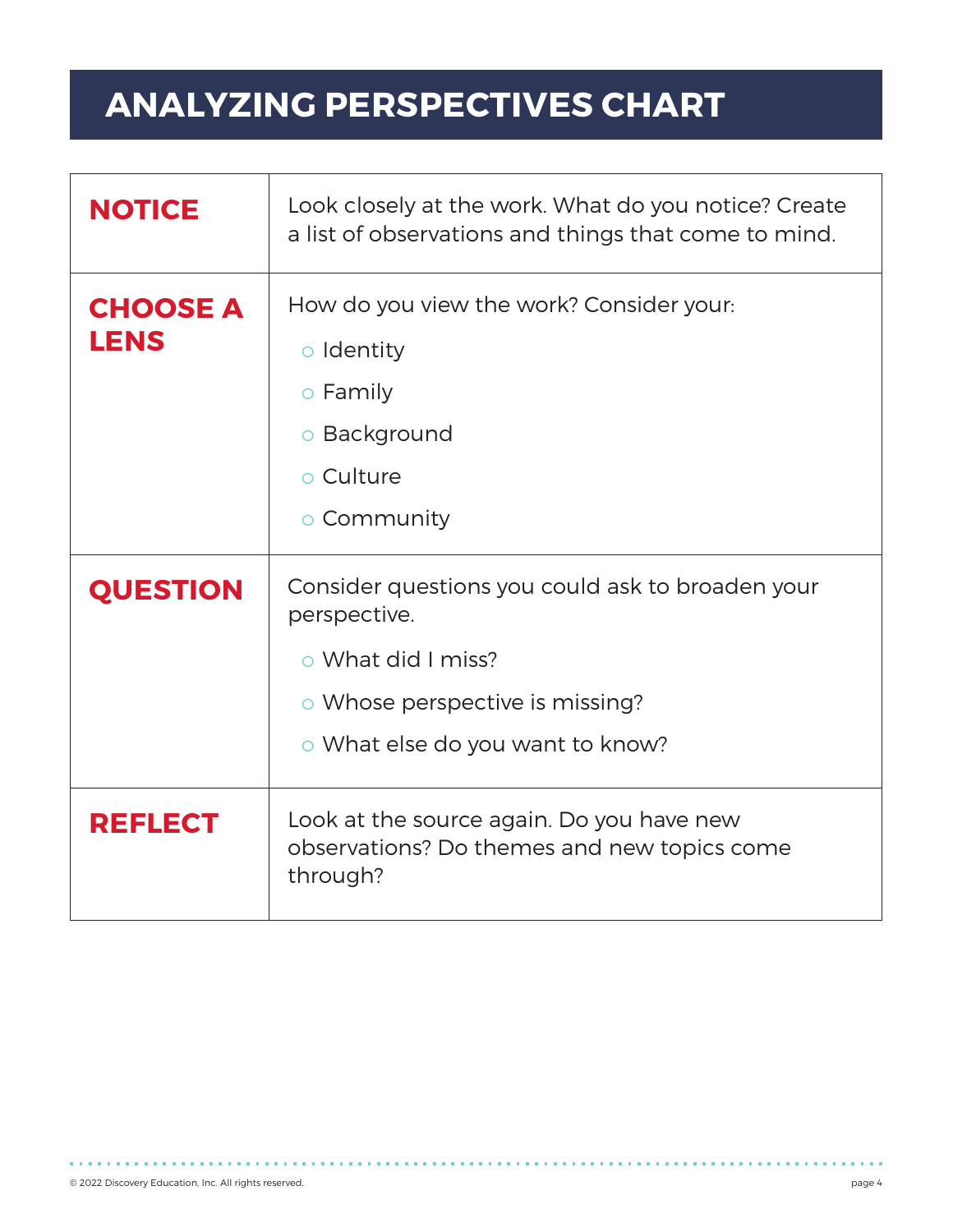# ANALYZING PERSPECTIVES CHART

| | |
|---|---|
| **NOTICE** | Look closely at the work. What do you notice? Create a list of observations and things that come to mind. |
| **CHOOSE A LENS** | How do you view the work? Consider your:<br>○ Identity<br>○ Family<br>○ Background<br>○ Culture<br>○ Community |
| **QUESTION** | Consider questions you could ask to broaden your perspective.<br>○ What did I miss?<br>○ Whose perspective is missing?<br>○ What else do you want to know? |
| **REFLECT** | Look at the source again. Do you have new observations? Do themes and new topics come through? |

© 2022 Discovery Education, Inc. All rights reserved.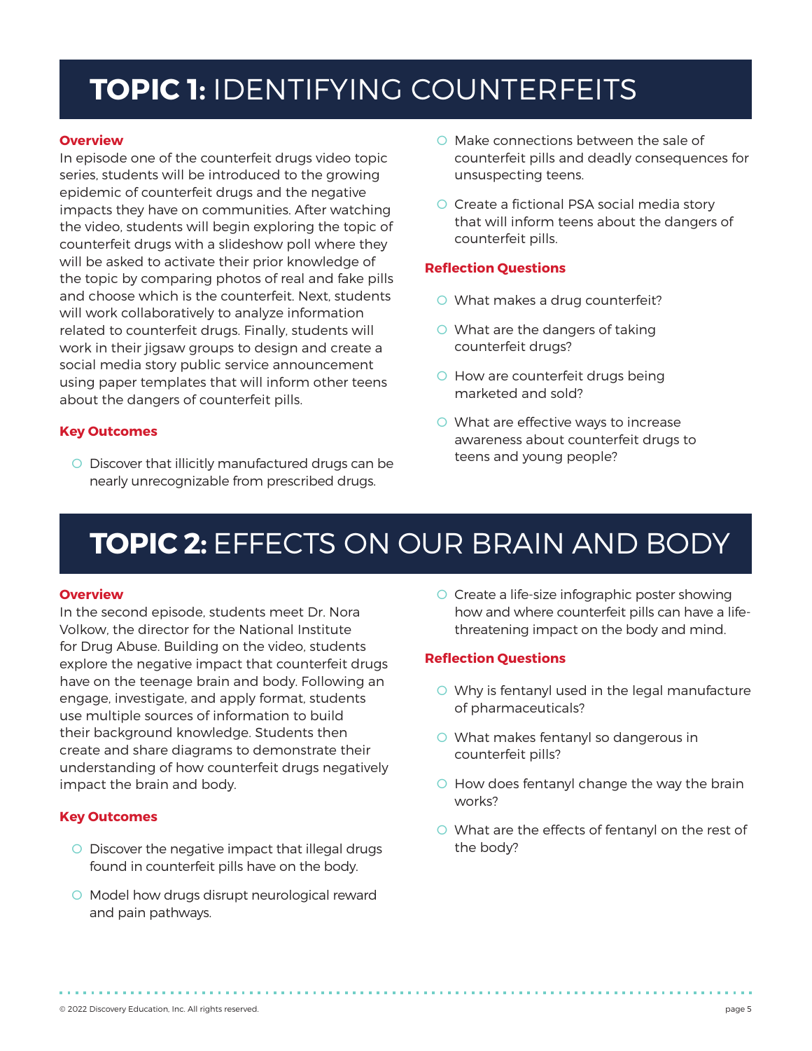# TOPIC 1: IDENTIFYING COUNTERFEITS

### Overview

In episode one of the counterfeit drugs video topic series, students will be introduced to the growing epidemic of counterfeit drugs and the negative impacts they have on communities. After watching the video, students will begin exploring the topic of counterfeit drugs with a slideshow poll where they will be asked to activate their prior knowledge of the topic by comparing photos of real and fake pills and choose which is the counterfeit. Next, students will work collaboratively to analyze information related to counterfeit drugs. Finally, students will work in their jigsaw groups to design and create a social media story public service announcement using paper templates that will inform other teens about the dangers of counterfeit pills.

### Key Outcomes

- Discover that illicitly manufactured drugs can be nearly unrecognizable from prescribed drugs.
- Make connections between the sale of counterfeit pills and deadly consequences for unsuspecting teens.
- Create a fictional PSA social media story that will inform teens about the dangers of counterfeit pills.

### Reflection Questions

- What makes a drug counterfeit?
- What are the dangers of taking counterfeit drugs?
- How are counterfeit drugs being marketed and sold?
- What are effective ways to increase awareness about counterfeit drugs to teens and young people?

# TOPIC 2: EFFECTS ON OUR BRAIN AND BODY

### Overview

In the second episode, students meet Dr. Nora Volkow, the director for the National Institute for Drug Abuse. Building on the video, students explore the negative impact that counterfeit drugs have on the teenage brain and body. Following an engage, investigate, and apply format, students use multiple sources of information to build their background knowledge. Students then create and share diagrams to demonstrate their understanding of how counterfeit drugs negatively impact the brain and body.

### Key Outcomes

- Discover the negative impact that illegal drugs found in counterfeit pills have on the body.
- Model how drugs disrupt neurological reward and pain pathways.
- Create a life-size infographic poster showing how and where counterfeit pills can have a life-threatening impact on the body and mind.

### Reflection Questions

- Why is fentanyl used in the legal manufacture of pharmaceuticals?
- What makes fentanyl so dangerous in counterfeit pills?
- How does fentanyl change the way the brain works?
- What are the effects of fentanyl on the rest of the body?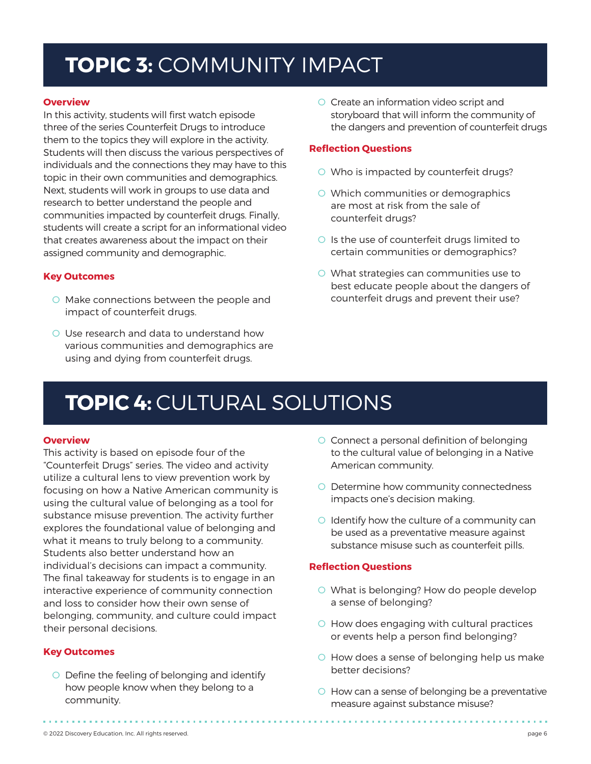# TOPIC 3: COMMUNITY IMPACT

### Overview

In this activity, students will first watch episode three of the series Counterfeit Drugs to introduce them to the topics they will explore in the activity. Students will then discuss the various perspectives of individuals and the connections they may have to this topic in their own communities and demographics. Next, students will work in groups to use data and research to better understand the people and communities impacted by counterfeit drugs. Finally, students will create a script for an informational video that creates awareness about the impact on their assigned community and demographic.

### Key Outcomes

- Make connections between the people and impact of counterfeit drugs.
- Use research and data to understand how various communities and demographics are using and dying from counterfeit drugs.
- Create an information video script and storyboard that will inform the community of the dangers and prevention of counterfeit drugs

### Reflection Questions

- Who is impacted by counterfeit drugs?
- Which communities or demographics are most at risk from the sale of counterfeit drugs?
- Is the use of counterfeit drugs limited to certain communities or demographics?
- What strategies can communities use to best educate people about the dangers of counterfeit drugs and prevent their use?

# TOPIC 4: CULTURAL SOLUTIONS

### Overview

This activity is based on episode four of the "Counterfeit Drugs" series. The video and activity utilize a cultural lens to view prevention work by focusing on how a Native American community is using the cultural value of belonging as a tool for substance misuse prevention. The activity further explores the foundational value of belonging and what it means to truly belong to a community. Students also better understand how an individual's decisions can impact a community. The final takeaway for students is to engage in an interactive experience of community connection and loss to consider how their own sense of belonging, community, and culture could impact their personal decisions.

### Key Outcomes

- Define the feeling of belonging and identify how people know when they belong to a community.
- Connect a personal definition of belonging to the cultural value of belonging in a Native American community.
- Determine how community connectedness impacts one's decision making.
- Identify how the culture of a community can be used as a preventative measure against substance misuse such as counterfeit pills.

### Reflection Questions

- What is belonging? How do people develop a sense of belonging?
- How does engaging with cultural practices or events help a person find belonging?
- How does a sense of belonging help us make better decisions?
- How can a sense of belonging be a preventative measure against substance misuse?

© 2022 Discovery Education, Inc. All rights reserved.